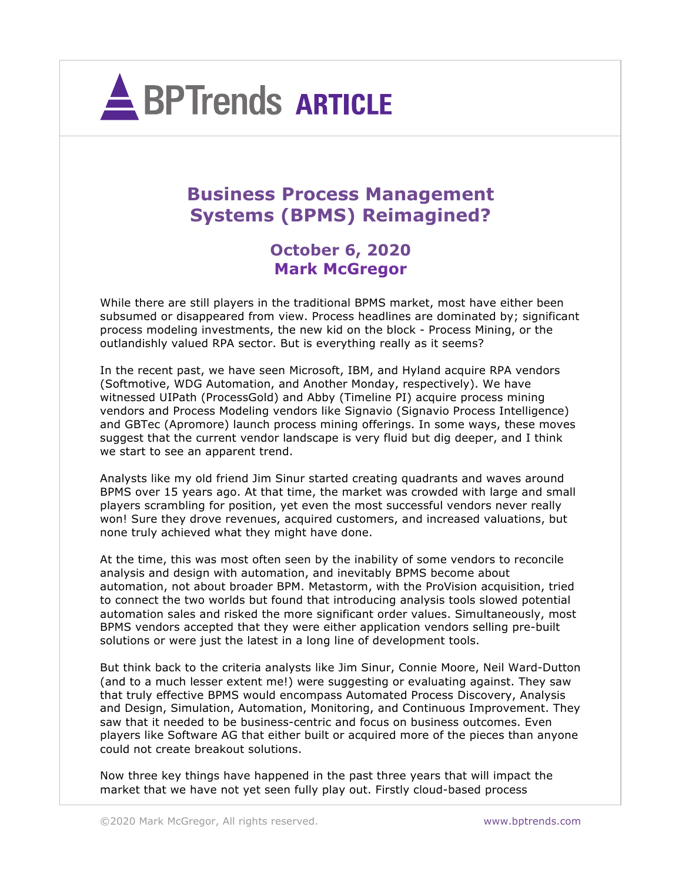# Business Process Management Systems (BPMS) Reimagined?

## October 6, 2020
## Mark McGregor

While there are still players in the traditional BPMS market, most have either been subsumed or disappeared from view. Process headlines are dominated by; significant process modeling investments, the new kid on the block - Process Mining, or the outlandishly valued RPA sector. But is everything really as it seems?

In the recent past, we have seen Microsoft, IBM, and Hyland acquire RPA vendors (Softmotive, WDG Automation, and Another Monday, respectively). We have witnessed UIPath (ProcessGold) and Abby (Timeline PI) acquire process mining vendors and Process Modeling vendors like Signavio (Signavio Process Intelligence) and GBTec (Apromore) launch process mining offerings. In some ways, these moves suggest that the current vendor landscape is very fluid but dig deeper, and I think we start to see an apparent trend.

Analysts like my old friend Jim Sinur started creating quadrants and waves around BPMS over 15 years ago. At that time, the market was crowded with large and small players scrambling for position, yet even the most successful vendors never really won! Sure they drove revenues, acquired customers, and increased valuations, but none truly achieved what they might have done.

At the time, this was most often seen by the inability of some vendors to reconcile analysis and design with automation, and inevitably BPMS become about automation, not about broader BPM. Metastorm, with the ProVision acquisition, tried to connect the two worlds but found that introducing analysis tools slowed potential automation sales and risked the more significant order values. Simultaneously, most BPMS vendors accepted that they were either application vendors selling pre-built solutions or were just the latest in a long line of development tools.

But think back to the criteria analysts like Jim Sinur, Connie Moore, Neil Ward-Dutton (and to a much lesser extent me!) were suggesting or evaluating against. They saw that truly effective BPMS would encompass Automated Process Discovery, Analysis and Design, Simulation, Automation, Monitoring, and Continuous Improvement. They saw that it needed to be business-centric and focus on business outcomes. Even players like Software AG that either built or acquired more of the pieces than anyone could not create breakout solutions.

Now three key things have happened in the past three years that will impact the market that we have not yet seen fully play out. Firstly cloud-based process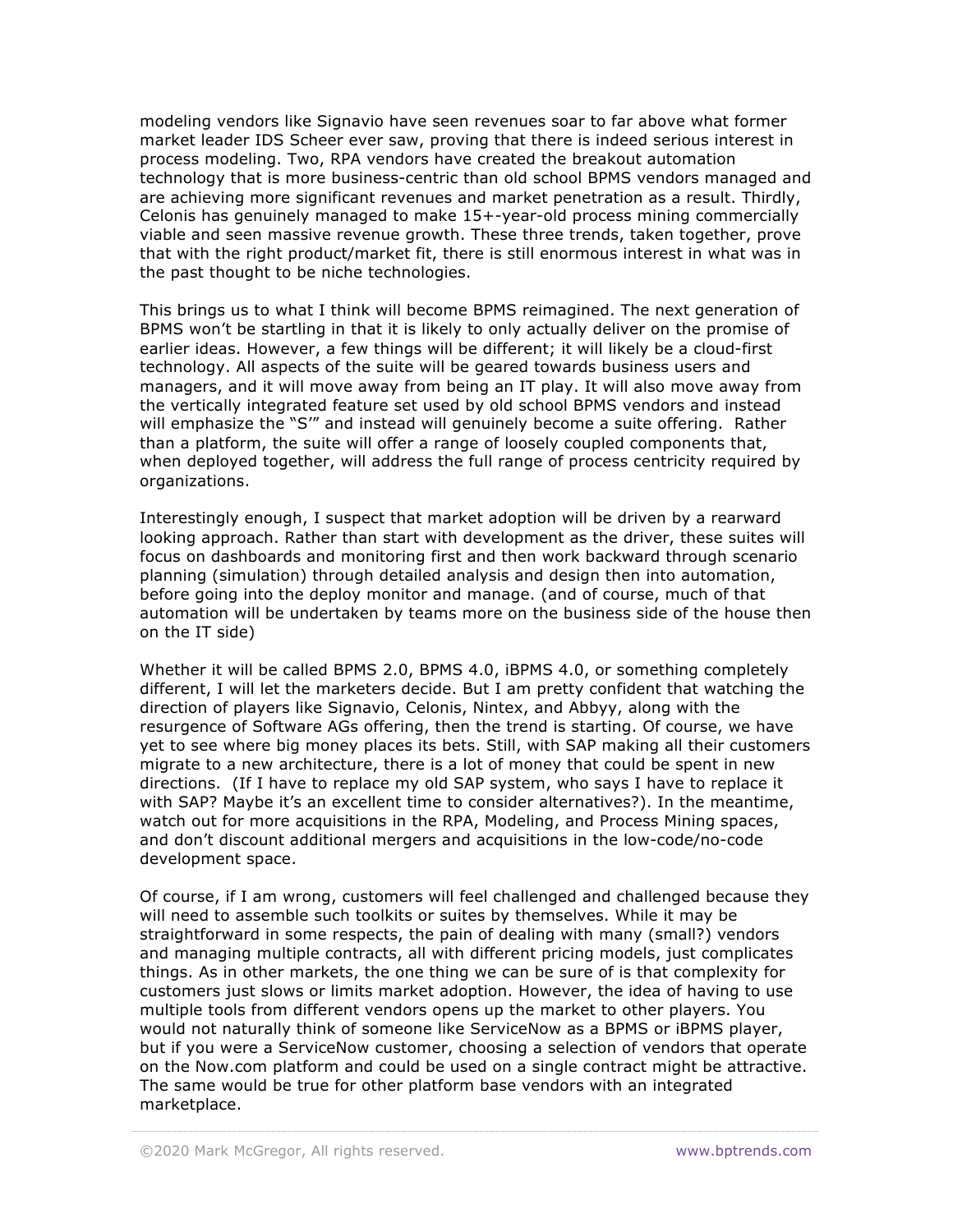modeling vendors like Signavio have seen revenues soar to far above what former market leader IDS Scheer ever saw, proving that there is indeed serious interest in process modeling. Two, RPA vendors have created the breakout automation technology that is more business-centric than old school BPMS vendors managed and are achieving more significant revenues and market penetration as a result. Thirdly, Celonis has genuinely managed to make 15+-year-old process mining commercially viable and seen massive revenue growth. These three trends, taken together, prove that with the right product/market fit, there is still enormous interest in what was in the past thought to be niche technologies.

This brings us to what I think will become BPMS reimagined. The next generation of BPMS won't be startling in that it is likely to only actually deliver on the promise of earlier ideas. However, a few things will be different; it will likely be a cloud-first technology. All aspects of the suite will be geared towards business users and managers, and it will move away from being an IT play. It will also move away from the vertically integrated feature set used by old school BPMS vendors and instead will emphasize the "S'" and instead will genuinely become a suite offering. Rather than a platform, the suite will offer a range of loosely coupled components that, when deployed together, will address the full range of process centricity required by organizations.

Interestingly enough, I suspect that market adoption will be driven by a rearward looking approach. Rather than start with development as the driver, these suites will focus on dashboards and monitoring first and then work backward through scenario planning (simulation) through detailed analysis and design then into automation, before going into the deploy monitor and manage. (and of course, much of that automation will be undertaken by teams more on the business side of the house then on the IT side)

Whether it will be called BPMS 2.0, BPMS 4.0, iBPMS 4.0, or something completely different, I will let the marketers decide. But I am pretty confident that watching the direction of players like Signavio, Celonis, Nintex, and Abbyy, along with the resurgence of Software AGs offering, then the trend is starting. Of course, we have yet to see where big money places its bets. Still, with SAP making all their customers migrate to a new architecture, there is a lot of money that could be spent in new directions. (If I have to replace my old SAP system, who says I have to replace it with SAP? Maybe it's an excellent time to consider alternatives?). In the meantime, watch out for more acquisitions in the RPA, Modeling, and Process Mining spaces, and don't discount additional mergers and acquisitions in the low-code/no-code development space.

Of course, if I am wrong, customers will feel challenged and challenged because they will need to assemble such toolkits or suites by themselves. While it may be straightforward in some respects, the pain of dealing with many (small?) vendors and managing multiple contracts, all with different pricing models, just complicates things. As in other markets, the one thing we can be sure of is that complexity for customers just slows or limits market adoption. However, the idea of having to use multiple tools from different vendors opens up the market to other players. You would not naturally think of someone like ServiceNow as a BPMS or iBPMS player, but if you were a ServiceNow customer, choosing a selection of vendors that operate on the Now.com platform and could be used on a single contract might be attractive. The same would be true for other platform base vendors with an integrated marketplace.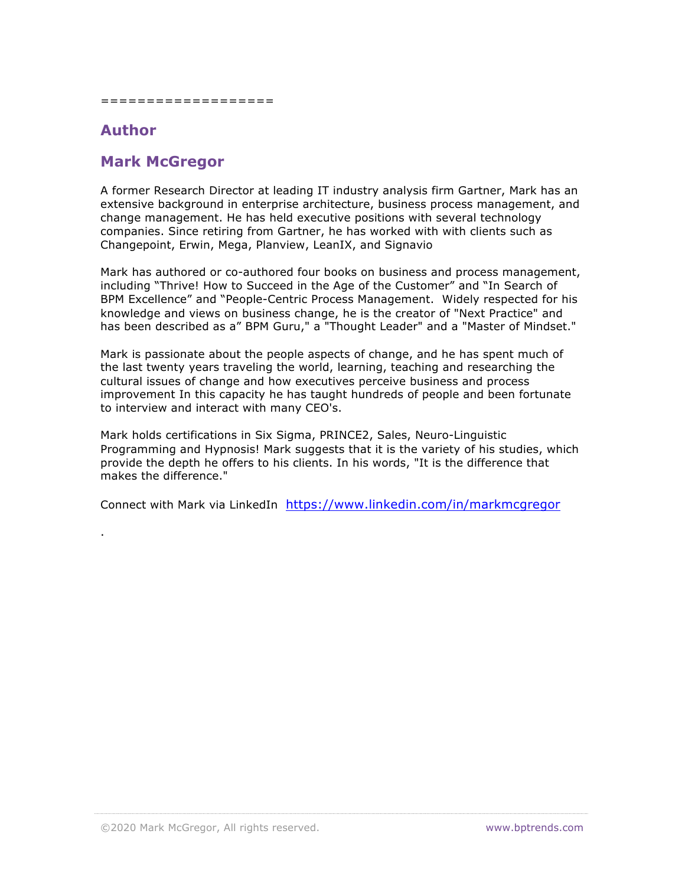==================

## Author

## Mark McGregor

A former Research Director at leading IT industry analysis firm Gartner, Mark has an extensive background in enterprise architecture, business process management, and change management. He has held executive positions with several technology companies. Since retiring from Gartner, he has worked with with clients such as Changepoint, Erwin, Mega, Planview, LeanIX, and Signavio

Mark has authored or co-authored four books on business and process management, including "Thrive! How to Succeed in the Age of the Customer" and "In Search of BPM Excellence" and "People-Centric Process Management. Widely respected for his knowledge and views on business change, he is the creator of "Next Practice" and has been described as a" BPM Guru," a "Thought Leader" and a "Master of Mindset."

Mark is passionate about the people aspects of change, and he has spent much of the last twenty years traveling the world, learning, teaching and researching the cultural issues of change and how executives perceive business and process improvement In this capacity he has taught hundreds of people and been fortunate to interview and interact with many CEO's.

Mark holds certifications in Six Sigma, PRINCE2, Sales, Neuro-Linguistic Programming and Hypnosis! Mark suggests that it is the variety of his studies, which provide the depth he offers to his clients. In his words, "It is the difference that makes the difference."

Connect with Mark via LinkedIn https://www.linkedin.com/in/markmcgregor

.

©2020 Mark McGregor, All rights reserved. www.bptrends.com